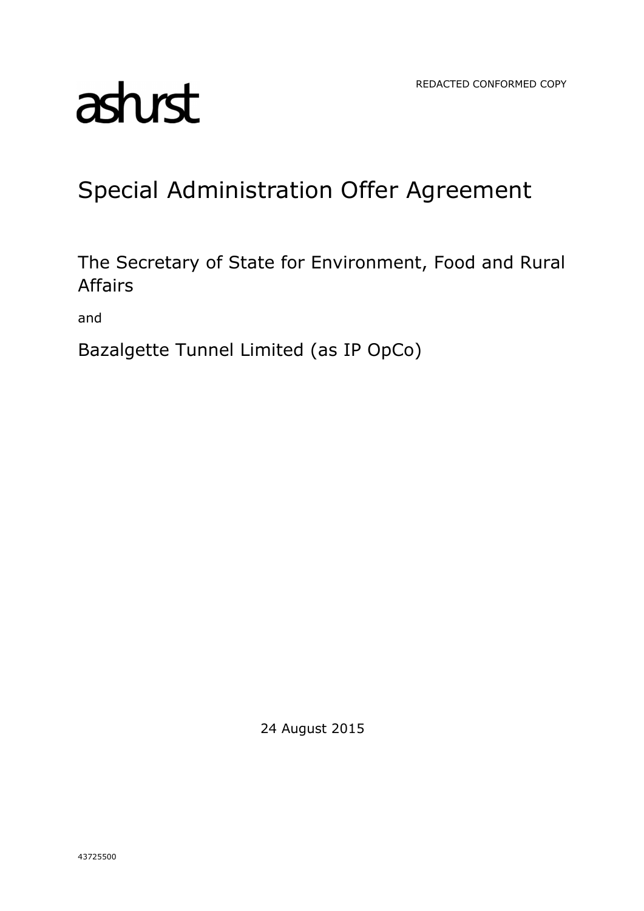REDACTED CONFORMED COPY

ashurst

# Special Administration Offer Agreement

The Secretary of State for Environment, Food and Rural Affairs

and

Bazalgette Tunnel Limited (as IP OpCo)

24 August 2015

43725500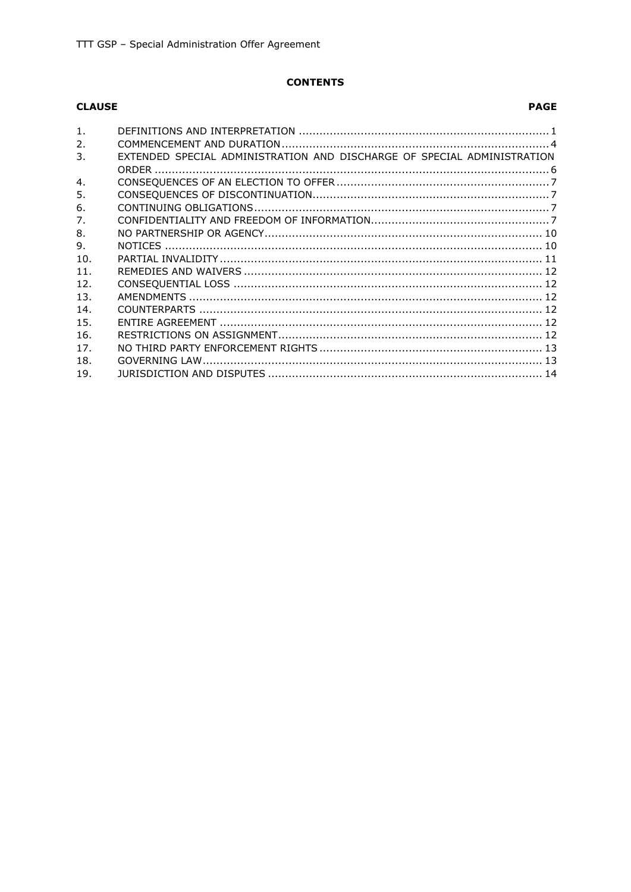**CONTENTS**

| CLAUSE | | PAGE |
| --- | --- | --- |
| 1. | DEFINITIONS AND INTERPRETATION | 1 |
| 2. | COMMENCEMENT AND DURATION | 4 |
| 3. | EXTENDED SPECIAL ADMINISTRATION AND DISCHARGE OF SPECIAL ADMINISTRATION ORDER | 6 |
| 4. | CONSEQUENCES OF AN ELECTION TO OFFER | 7 |
| 5. | CONSEQUENCES OF DISCONTINUATION | 7 |
| 6. | CONTINUING OBLIGATIONS | 7 |
| 7. | CONFIDENTIALITY AND FREEDOM OF INFORMATION | 7 |
| 8. | NO PARTNERSHIP OR AGENCY | 10 |
| 9. | NOTICES | 10 |
| 10. | PARTIAL INVALIDITY | 11 |
| 11. | REMEDIES AND WAIVERS | 12 |
| 12. | CONSEQUENTIAL LOSS | 12 |
| 13. | AMENDMENTS | 12 |
| 14. | COUNTERPARTS | 12 |
| 15. | ENTIRE AGREEMENT | 12 |
| 16. | RESTRICTIONS ON ASSIGNMENT | 12 |
| 17. | NO THIRD PARTY ENFORCEMENT RIGHTS | 13 |
| 18. | GOVERNING LAW | 13 |
| 19. | JURISDICTION AND DISPUTES | 14 |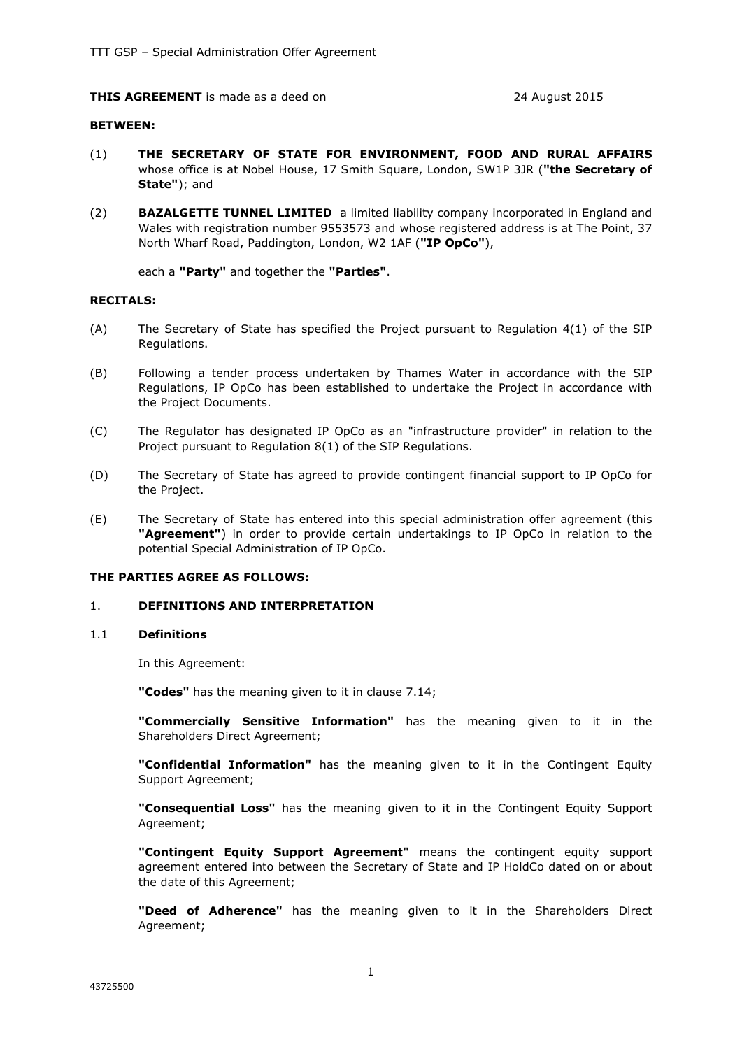**THIS AGREEMENT** is made as a deed on 24 August 2015

**BETWEEN:**

(1) **THE SECRETARY OF STATE FOR ENVIRONMENT, FOOD AND RURAL AFFAIRS** whose office is at Nobel House, 17 Smith Square, London, SW1P 3JR (**"the Secretary of State"**); and

(2) **BAZALGETTE TUNNEL LIMITED** a limited liability company incorporated in England and Wales with registration number 9553573 and whose registered address is at The Point, 37 North Wharf Road, Paddington, London, W2 1AF (**"IP OpCo"**),

each a **"Party"** and together the **"Parties"**.

**RECITALS:**

(A) The Secretary of State has specified the Project pursuant to Regulation 4(1) of the SIP Regulations.

(B) Following a tender process undertaken by Thames Water in accordance with the SIP Regulations, IP OpCo has been established to undertake the Project in accordance with the Project Documents.

(C) The Regulator has designated IP OpCo as an "infrastructure provider" in relation to the Project pursuant to Regulation 8(1) of the SIP Regulations.

(D) The Secretary of State has agreed to provide contingent financial support to IP OpCo for the Project.

(E) The Secretary of State has entered into this special administration offer agreement (this **"Agreement"**) in order to provide certain undertakings to IP OpCo in relation to the potential Special Administration of IP OpCo.

**THE PARTIES AGREE AS FOLLOWS:**

## 1. DEFINITIONS AND INTERPRETATION

### 1.1 Definitions

In this Agreement:

**"Codes"** has the meaning given to it in clause 7.14;

**"Commercially Sensitive Information"** has the meaning given to it in the Shareholders Direct Agreement;

**"Confidential Information"** has the meaning given to it in the Contingent Equity Support Agreement;

**"Consequential Loss"** has the meaning given to it in the Contingent Equity Support Agreement;

**"Contingent Equity Support Agreement"** means the contingent equity support agreement entered into between the Secretary of State and IP HoldCo dated on or about the date of this Agreement;

**"Deed of Adherence"** has the meaning given to it in the Shareholders Direct Agreement;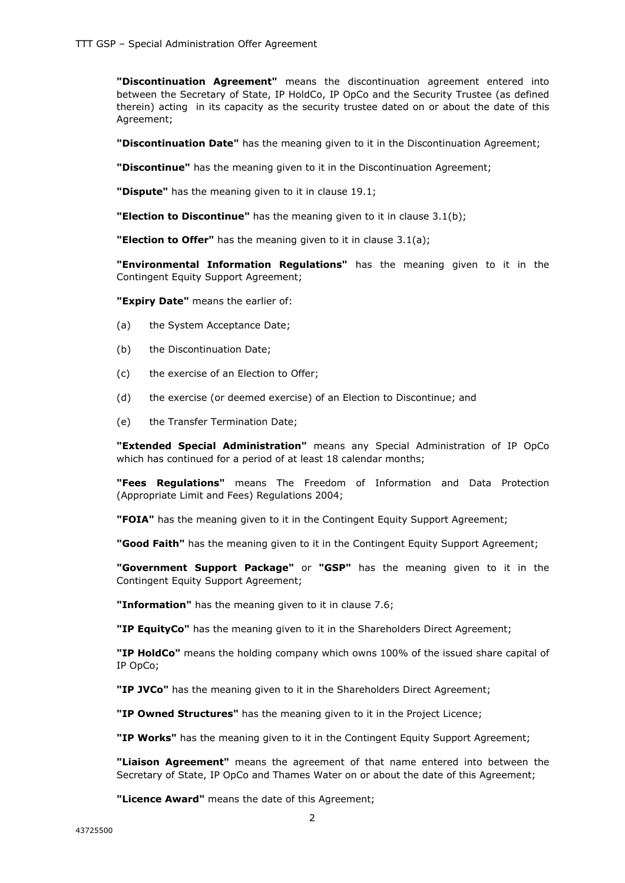**"Discontinuation Agreement"** means the discontinuation agreement entered into between the Secretary of State, IP HoldCo, IP OpCo and the Security Trustee (as defined therein) acting in its capacity as the security trustee dated on or about the date of this Agreement;

**"Discontinuation Date"** has the meaning given to it in the Discontinuation Agreement;

**"Discontinue"** has the meaning given to it in the Discontinuation Agreement;

**"Dispute"** has the meaning given to it in clause 19.1;

**"Election to Discontinue"** has the meaning given to it in clause 3.1(b);

**"Election to Offer"** has the meaning given to it in clause 3.1(a);

**"Environmental Information Regulations"** has the meaning given to it in the Contingent Equity Support Agreement;

**"Expiry Date"** means the earlier of:

(a) the System Acceptance Date;

(b) the Discontinuation Date;

(c) the exercise of an Election to Offer;

(d) the exercise (or deemed exercise) of an Election to Discontinue; and

(e) the Transfer Termination Date;

**"Extended Special Administration"** means any Special Administration of IP OpCo which has continued for a period of at least 18 calendar months;

**"Fees Regulations"** means The Freedom of Information and Data Protection (Appropriate Limit and Fees) Regulations 2004;

**"FOIA"** has the meaning given to it in the Contingent Equity Support Agreement;

**"Good Faith"** has the meaning given to it in the Contingent Equity Support Agreement;

**"Government Support Package"** or **"GSP"** has the meaning given to it in the Contingent Equity Support Agreement;

**"Information"** has the meaning given to it in clause 7.6;

**"IP EquityCo"** has the meaning given to it in the Shareholders Direct Agreement;

**"IP HoldCo"** means the holding company which owns 100% of the issued share capital of IP OpCo;

**"IP JVCo"** has the meaning given to it in the Shareholders Direct Agreement;

**"IP Owned Structures"** has the meaning given to it in the Project Licence;

**"IP Works"** has the meaning given to it in the Contingent Equity Support Agreement;

**"Liaison Agreement"** means the agreement of that name entered into between the Secretary of State, IP OpCo and Thames Water on or about the date of this Agreement;

**"Licence Award"** means the date of this Agreement;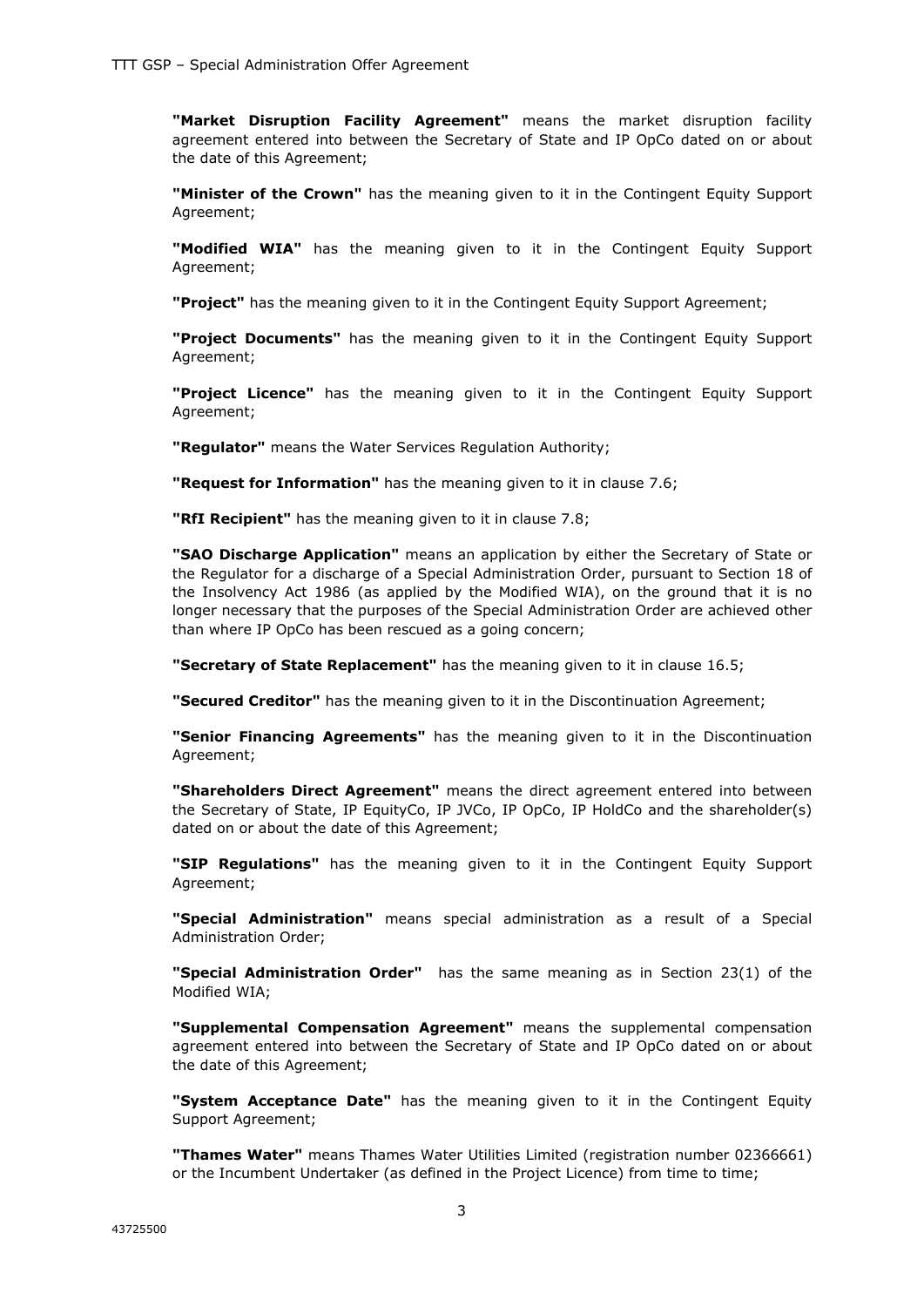**"Market Disruption Facility Agreement"** means the market disruption facility agreement entered into between the Secretary of State and IP OpCo dated on or about the date of this Agreement;

**"Minister of the Crown"** has the meaning given to it in the Contingent Equity Support Agreement;

**"Modified WIA"** has the meaning given to it in the Contingent Equity Support Agreement;

**"Project"** has the meaning given to it in the Contingent Equity Support Agreement;

**"Project Documents"** has the meaning given to it in the Contingent Equity Support Agreement;

**"Project Licence"** has the meaning given to it in the Contingent Equity Support Agreement;

**"Regulator"** means the Water Services Regulation Authority;

**"Request for Information"** has the meaning given to it in clause 7.6;

**"RfI Recipient"** has the meaning given to it in clause 7.8;

**"SAO Discharge Application"** means an application by either the Secretary of State or the Regulator for a discharge of a Special Administration Order, pursuant to Section 18 of the Insolvency Act 1986 (as applied by the Modified WIA), on the ground that it is no longer necessary that the purposes of the Special Administration Order are achieved other than where IP OpCo has been rescued as a going concern;

**"Secretary of State Replacement"** has the meaning given to it in clause 16.5;

**"Secured Creditor"** has the meaning given to it in the Discontinuation Agreement;

**"Senior Financing Agreements"** has the meaning given to it in the Discontinuation Agreement;

**"Shareholders Direct Agreement"** means the direct agreement entered into between the Secretary of State, IP EquityCo, IP JVCo, IP OpCo, IP HoldCo and the shareholder(s) dated on or about the date of this Agreement;

**"SIP Regulations"** has the meaning given to it in the Contingent Equity Support Agreement;

**"Special Administration"** means special administration as a result of a Special Administration Order;

**"Special Administration Order"** has the same meaning as in Section 23(1) of the Modified WIA;

**"Supplemental Compensation Agreement"** means the supplemental compensation agreement entered into between the Secretary of State and IP OpCo dated on or about the date of this Agreement;

**"System Acceptance Date"** has the meaning given to it in the Contingent Equity Support Agreement;

**"Thames Water"** means Thames Water Utilities Limited (registration number 02366661) or the Incumbent Undertaker (as defined in the Project Licence) from time to time;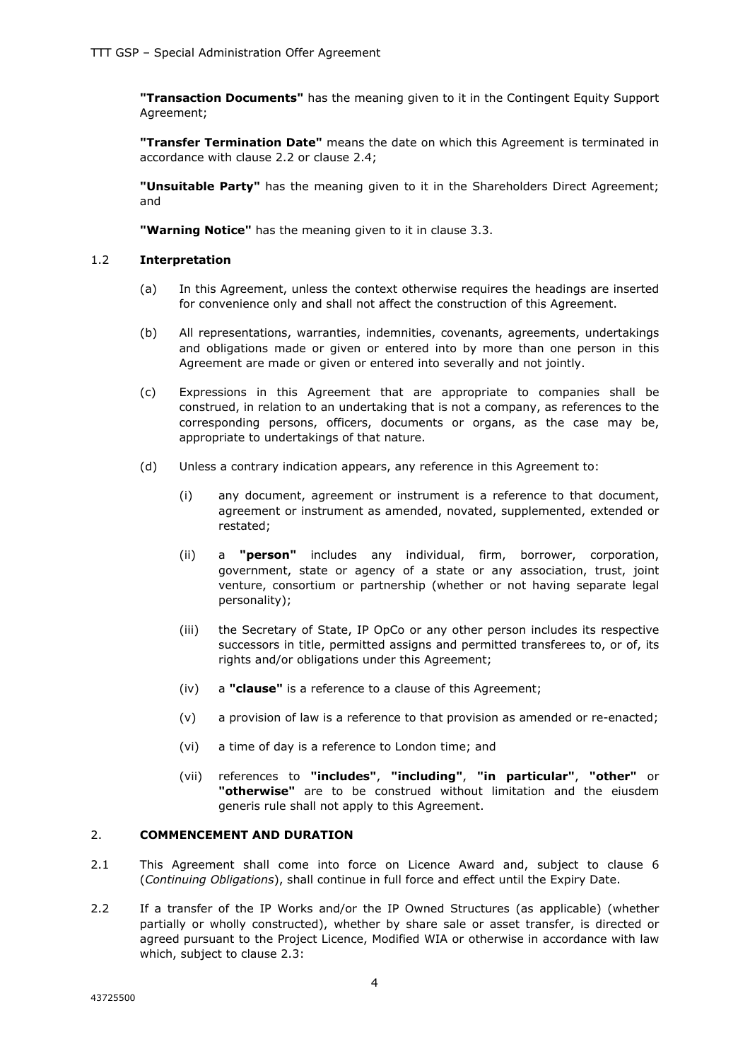**"Transaction Documents"** has the meaning given to it in the Contingent Equity Support Agreement;

**"Transfer Termination Date"** means the date on which this Agreement is terminated in accordance with clause 2.2 or clause 2.4;

**"Unsuitable Party"** has the meaning given to it in the Shareholders Direct Agreement; and

**"Warning Notice"** has the meaning given to it in clause 3.3.

1.2 **Interpretation**

(a) In this Agreement, unless the context otherwise requires the headings are inserted for convenience only and shall not affect the construction of this Agreement.

(b) All representations, warranties, indemnities, covenants, agreements, undertakings and obligations made or given or entered into by more than one person in this Agreement are made or given or entered into severally and not jointly.

(c) Expressions in this Agreement that are appropriate to companies shall be construed, in relation to an undertaking that is not a company, as references to the corresponding persons, officers, documents or organs, as the case may be, appropriate to undertakings of that nature.

(d) Unless a contrary indication appears, any reference in this Agreement to:

(i) any document, agreement or instrument is a reference to that document, agreement or instrument as amended, novated, supplemented, extended or restated;

(ii) a **"person"** includes any individual, firm, borrower, corporation, government, state or agency of a state or any association, trust, joint venture, consortium or partnership (whether or not having separate legal personality);

(iii) the Secretary of State, IP OpCo or any other person includes its respective successors in title, permitted assigns and permitted transferees to, or of, its rights and/or obligations under this Agreement;

(iv) a **"clause"** is a reference to a clause of this Agreement;

(v) a provision of law is a reference to that provision as amended or re-enacted;

(vi) a time of day is a reference to London time; and

(vii) references to **"includes"**, **"including"**, **"in particular"**, **"other"** or **"otherwise"** are to be construed without limitation and the eiusdem generis rule shall not apply to this Agreement.

## 2. COMMENCEMENT AND DURATION

2.1 This Agreement shall come into force on Licence Award and, subject to clause 6 (*Continuing Obligations*), shall continue in full force and effect until the Expiry Date.

2.2 If a transfer of the IP Works and/or the IP Owned Structures (as applicable) (whether partially or wholly constructed), whether by share sale or asset transfer, is directed or agreed pursuant to the Project Licence, Modified WIA or otherwise in accordance with law which, subject to clause 2.3: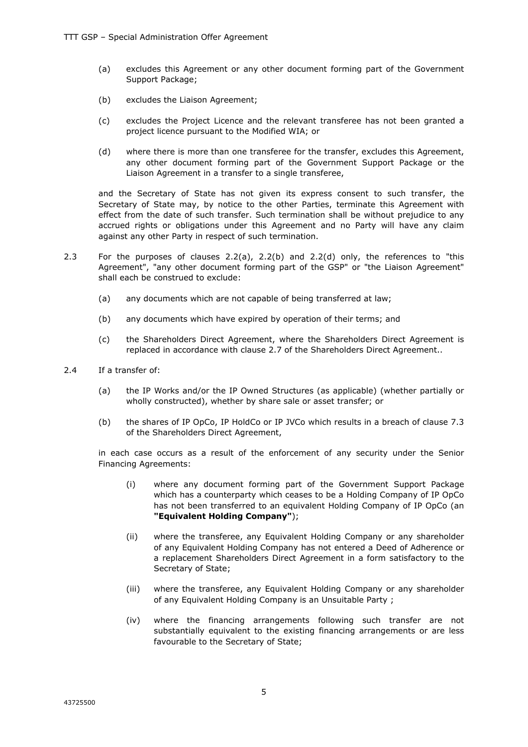(a) excludes this Agreement or any other document forming part of the Government Support Package;

(b) excludes the Liaison Agreement;

(c) excludes the Project Licence and the relevant transferee has not been granted a project licence pursuant to the Modified WIA; or

(d) where there is more than one transferee for the transfer, excludes this Agreement, any other document forming part of the Government Support Package or the Liaison Agreement in a transfer to a single transferee,

and the Secretary of State has not given its express consent to such transfer, the Secretary of State may, by notice to the other Parties, terminate this Agreement with effect from the date of such transfer. Such termination shall be without prejudice to any accrued rights or obligations under this Agreement and no Party will have any claim against any other Party in respect of such termination.

2.3 For the purposes of clauses 2.2(a), 2.2(b) and 2.2(d) only, the references to "this Agreement", "any other document forming part of the GSP" or "the Liaison Agreement" shall each be construed to exclude:

(a) any documents which are not capable of being transferred at law;

(b) any documents which have expired by operation of their terms; and

(c) the Shareholders Direct Agreement, where the Shareholders Direct Agreement is replaced in accordance with clause 2.7 of the Shareholders Direct Agreement..

2.4 If a transfer of:

(a) the IP Works and/or the IP Owned Structures (as applicable) (whether partially or wholly constructed), whether by share sale or asset transfer; or

(b) the shares of IP OpCo, IP HoldCo or IP JVCo which results in a breach of clause 7.3 of the Shareholders Direct Agreement,

in each case occurs as a result of the enforcement of any security under the Senior Financing Agreements:

(i) where any document forming part of the Government Support Package which has a counterparty which ceases to be a Holding Company of IP OpCo has not been transferred to an equivalent Holding Company of IP OpCo (an **"Equivalent Holding Company"**);

(ii) where the transferee, any Equivalent Holding Company or any shareholder of any Equivalent Holding Company has not entered a Deed of Adherence or a replacement Shareholders Direct Agreement in a form satisfactory to the Secretary of State;

(iii) where the transferee, any Equivalent Holding Company or any shareholder of any Equivalent Holding Company is an Unsuitable Party ;

(iv) where the financing arrangements following such transfer are not substantially equivalent to the existing financing arrangements or are less favourable to the Secretary of State;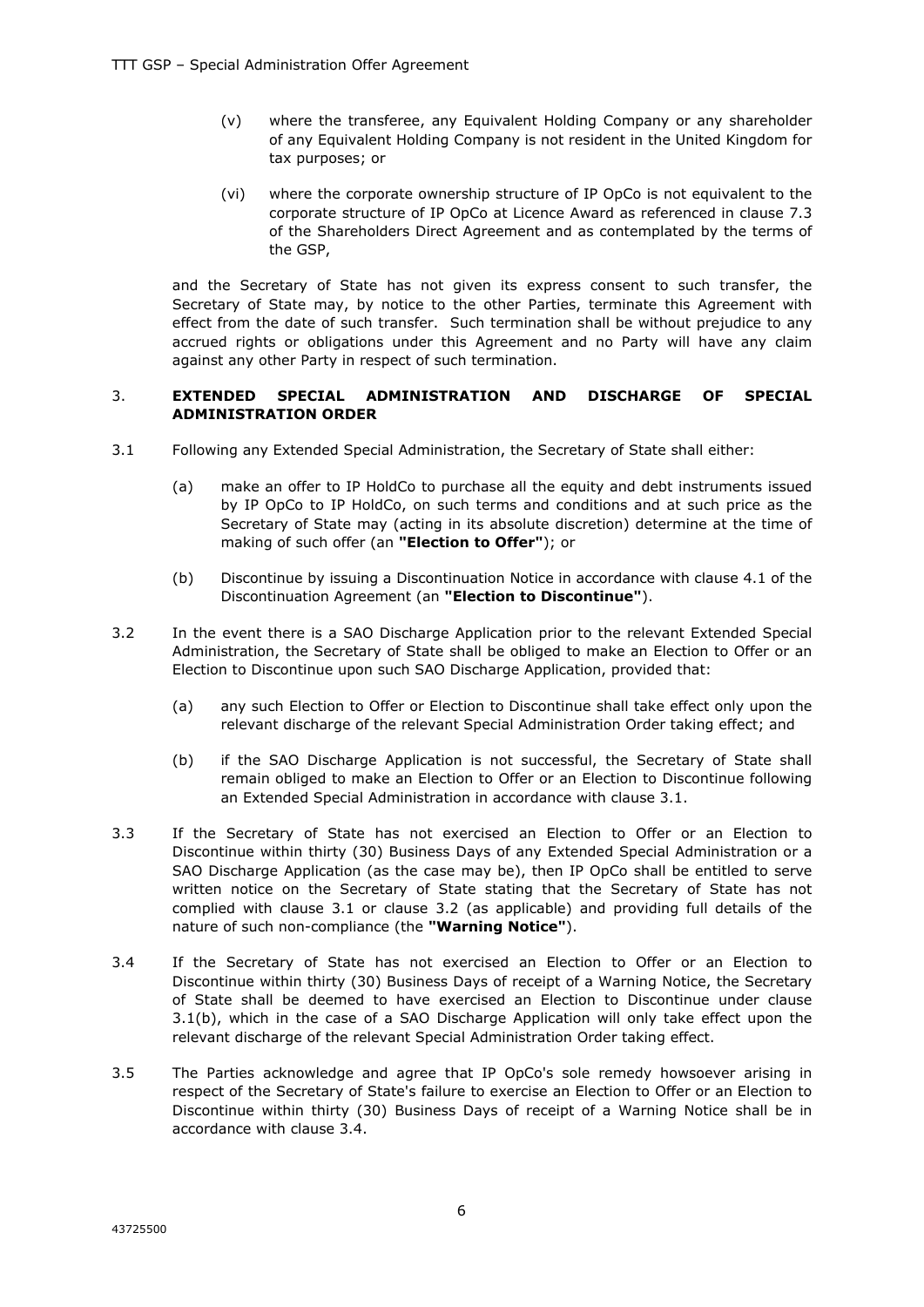(v) where the transferee, any Equivalent Holding Company or any shareholder of any Equivalent Holding Company is not resident in the United Kingdom for tax purposes; or

(vi) where the corporate ownership structure of IP OpCo is not equivalent to the corporate structure of IP OpCo at Licence Award as referenced in clause 7.3 of the Shareholders Direct Agreement and as contemplated by the terms of the GSP,

and the Secretary of State has not given its express consent to such transfer, the Secretary of State may, by notice to the other Parties, terminate this Agreement with effect from the date of such transfer. Such termination shall be without prejudice to any accrued rights or obligations under this Agreement and no Party will have any claim against any other Party in respect of such termination.

## 3. EXTENDED SPECIAL ADMINISTRATION AND DISCHARGE OF SPECIAL ADMINISTRATION ORDER

3.1 Following any Extended Special Administration, the Secretary of State shall either:

(a) make an offer to IP HoldCo to purchase all the equity and debt instruments issued by IP OpCo to IP HoldCo, on such terms and conditions and at such price as the Secretary of State may (acting in its absolute discretion) determine at the time of making of such offer (an **"Election to Offer"**); or

(b) Discontinue by issuing a Discontinuation Notice in accordance with clause 4.1 of the Discontinuation Agreement (an **"Election to Discontinue"**).

3.2 In the event there is a SAO Discharge Application prior to the relevant Extended Special Administration, the Secretary of State shall be obliged to make an Election to Offer or an Election to Discontinue upon such SAO Discharge Application, provided that:

(a) any such Election to Offer or Election to Discontinue shall take effect only upon the relevant discharge of the relevant Special Administration Order taking effect; and

(b) if the SAO Discharge Application is not successful, the Secretary of State shall remain obliged to make an Election to Offer or an Election to Discontinue following an Extended Special Administration in accordance with clause 3.1.

3.3 If the Secretary of State has not exercised an Election to Offer or an Election to Discontinue within thirty (30) Business Days of any Extended Special Administration or a SAO Discharge Application (as the case may be), then IP OpCo shall be entitled to serve written notice on the Secretary of State stating that the Secretary of State has not complied with clause 3.1 or clause 3.2 (as applicable) and providing full details of the nature of such non-compliance (the **"Warning Notice"**).

3.4 If the Secretary of State has not exercised an Election to Offer or an Election to Discontinue within thirty (30) Business Days of receipt of a Warning Notice, the Secretary of State shall be deemed to have exercised an Election to Discontinue under clause 3.1(b), which in the case of a SAO Discharge Application will only take effect upon the relevant discharge of the relevant Special Administration Order taking effect.

3.5 The Parties acknowledge and agree that IP OpCo's sole remedy howsoever arising in respect of the Secretary of State's failure to exercise an Election to Offer or an Election to Discontinue within thirty (30) Business Days of receipt of a Warning Notice shall be in accordance with clause 3.4.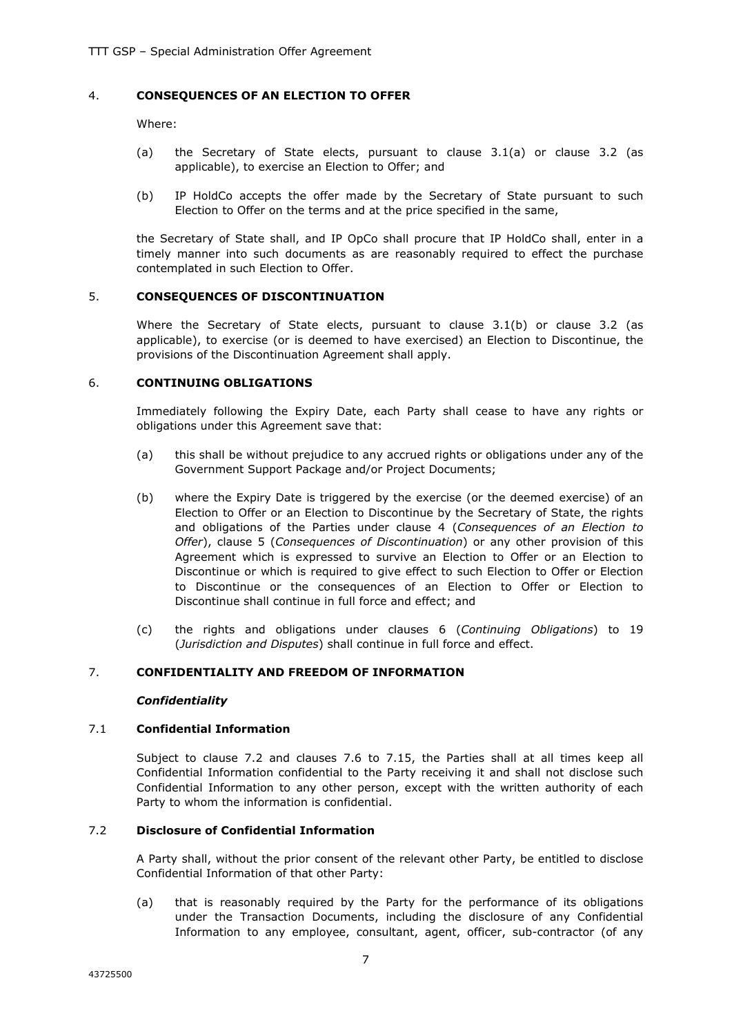## 4. CONSEQUENCES OF AN ELECTION TO OFFER

Where:

(a) the Secretary of State elects, pursuant to clause 3.1(a) or clause 3.2 (as applicable), to exercise an Election to Offer; and

(b) IP HoldCo accepts the offer made by the Secretary of State pursuant to such Election to Offer on the terms and at the price specified in the same,

the Secretary of State shall, and IP OpCo shall procure that IP HoldCo shall, enter in a timely manner into such documents as are reasonably required to effect the purchase contemplated in such Election to Offer.

## 5. CONSEQUENCES OF DISCONTINUATION

Where the Secretary of State elects, pursuant to clause 3.1(b) or clause 3.2 (as applicable), to exercise (or is deemed to have exercised) an Election to Discontinue, the provisions of the Discontinuation Agreement shall apply.

## 6. CONTINUING OBLIGATIONS

Immediately following the Expiry Date, each Party shall cease to have any rights or obligations under this Agreement save that:

(a) this shall be without prejudice to any accrued rights or obligations under any of the Government Support Package and/or Project Documents;

(b) where the Expiry Date is triggered by the exercise (or the deemed exercise) of an Election to Offer or an Election to Discontinue by the Secretary of State, the rights and obligations of the Parties under clause 4 (*Consequences of an Election to Offer*), clause 5 (*Consequences of Discontinuation*) or any other provision of this Agreement which is expressed to survive an Election to Offer or an Election to Discontinue or which is required to give effect to such Election to Offer or Election to Discontinue or the consequences of an Election to Offer or Election to Discontinue shall continue in full force and effect; and

(c) the rights and obligations under clauses 6 (*Continuing Obligations*) to 19 (*Jurisdiction and Disputes*) shall continue in full force and effect.

## 7. CONFIDENTIALITY AND FREEDOM OF INFORMATION

***Confidentiality***

### 7.1 Confidential Information

Subject to clause 7.2 and clauses 7.6 to 7.15, the Parties shall at all times keep all Confidential Information confidential to the Party receiving it and shall not disclose such Confidential Information to any other person, except with the written authority of each Party to whom the information is confidential.

### 7.2 Disclosure of Confidential Information

A Party shall, without the prior consent of the relevant other Party, be entitled to disclose Confidential Information of that other Party:

(a) that is reasonably required by the Party for the performance of its obligations under the Transaction Documents, including the disclosure of any Confidential Information to any employee, consultant, agent, officer, sub-contractor (of any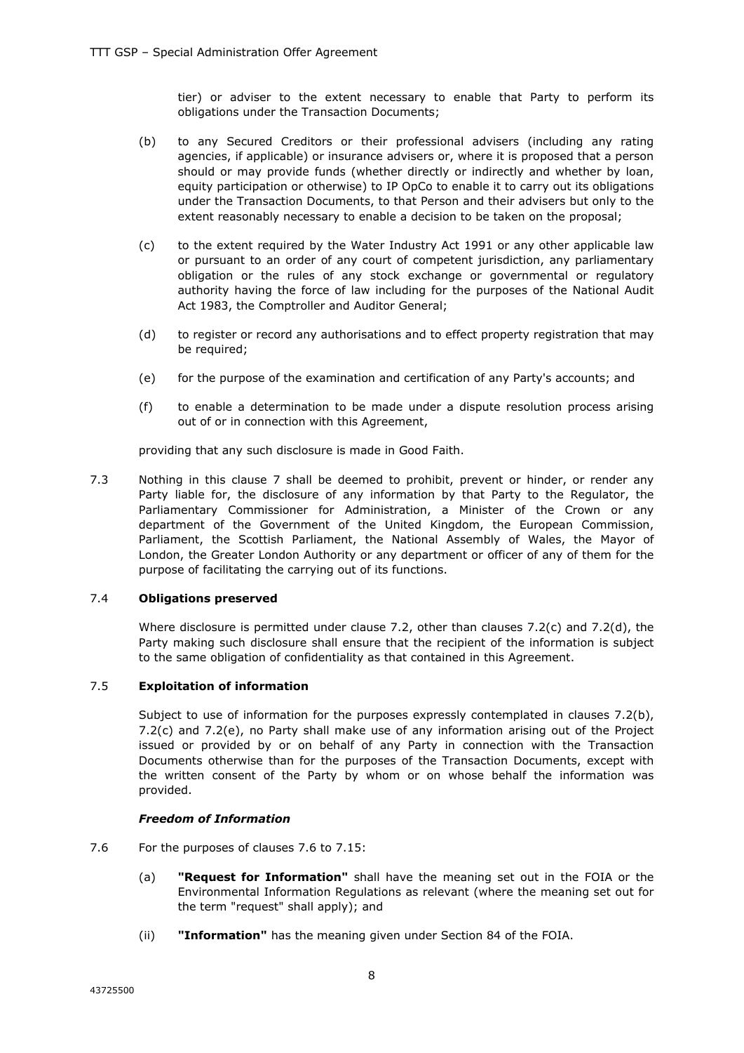tier) or adviser to the extent necessary to enable that Party to perform its obligations under the Transaction Documents;

(b) to any Secured Creditors or their professional advisers (including any rating agencies, if applicable) or insurance advisers or, where it is proposed that a person should or may provide funds (whether directly or indirectly and whether by loan, equity participation or otherwise) to IP OpCo to enable it to carry out its obligations under the Transaction Documents, to that Person and their advisers but only to the extent reasonably necessary to enable a decision to be taken on the proposal;

(c) to the extent required by the Water Industry Act 1991 or any other applicable law or pursuant to an order of any court of competent jurisdiction, any parliamentary obligation or the rules of any stock exchange or governmental or regulatory authority having the force of law including for the purposes of the National Audit Act 1983, the Comptroller and Auditor General;

(d) to register or record any authorisations and to effect property registration that may be required;

(e) for the purpose of the examination and certification of any Party's accounts; and

(f) to enable a determination to be made under a dispute resolution process arising out of or in connection with this Agreement,

providing that any such disclosure is made in Good Faith.

7.3 Nothing in this clause 7 shall be deemed to prohibit, prevent or hinder, or render any Party liable for, the disclosure of any information by that Party to the Regulator, the Parliamentary Commissioner for Administration, a Minister of the Crown or any department of the Government of the United Kingdom, the European Commission, Parliament, the Scottish Parliament, the National Assembly of Wales, the Mayor of London, the Greater London Authority or any department or officer of any of them for the purpose of facilitating the carrying out of its functions.

7.4 **Obligations preserved**

Where disclosure is permitted under clause 7.2, other than clauses 7.2(c) and 7.2(d), the Party making such disclosure shall ensure that the recipient of the information is subject to the same obligation of confidentiality as that contained in this Agreement.

7.5 **Exploitation of information**

Subject to use of information for the purposes expressly contemplated in clauses 7.2(b), 7.2(c) and 7.2(e), no Party shall make use of any information arising out of the Project issued or provided by or on behalf of any Party in connection with the Transaction Documents otherwise than for the purposes of the Transaction Documents, except with the written consent of the Party by whom or on whose behalf the information was provided.

***Freedom of Information***

7.6 For the purposes of clauses 7.6 to 7.15:

(a) **"Request for Information"** shall have the meaning set out in the FOIA or the Environmental Information Regulations as relevant (where the meaning set out for the term "request" shall apply); and

(ii) **"Information"** has the meaning given under Section 84 of the FOIA.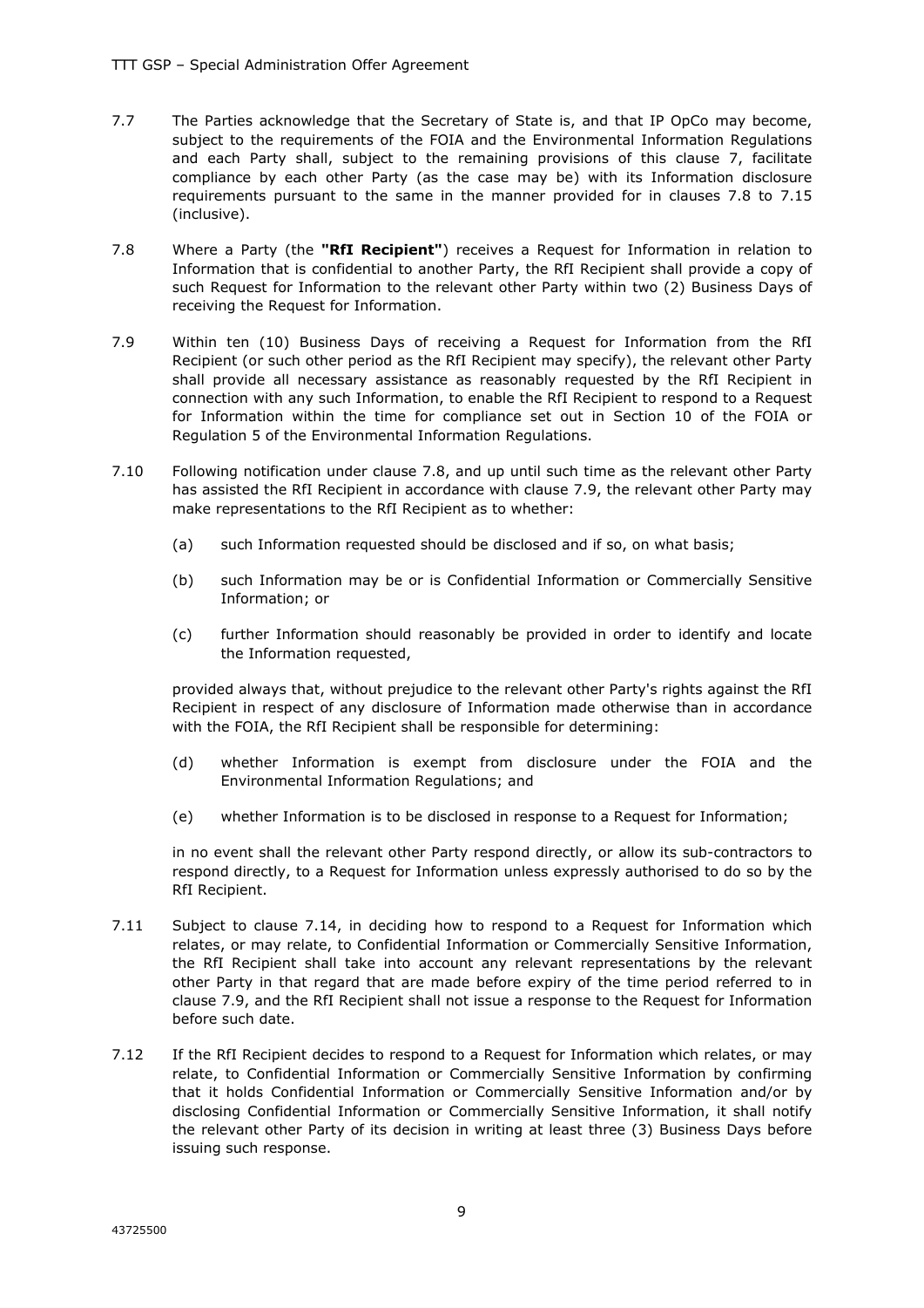7.7 The Parties acknowledge that the Secretary of State is, and that IP OpCo may become, subject to the requirements of the FOIA and the Environmental Information Regulations and each Party shall, subject to the remaining provisions of this clause 7, facilitate compliance by each other Party (as the case may be) with its Information disclosure requirements pursuant to the same in the manner provided for in clauses 7.8 to 7.15 (inclusive).

7.8 Where a Party (the **"RfI Recipient"**) receives a Request for Information in relation to Information that is confidential to another Party, the RfI Recipient shall provide a copy of such Request for Information to the relevant other Party within two (2) Business Days of receiving the Request for Information.

7.9 Within ten (10) Business Days of receiving a Request for Information from the RfI Recipient (or such other period as the RfI Recipient may specify), the relevant other Party shall provide all necessary assistance as reasonably requested by the RfI Recipient in connection with any such Information, to enable the RfI Recipient to respond to a Request for Information within the time for compliance set out in Section 10 of the FOIA or Regulation 5 of the Environmental Information Regulations.

7.10 Following notification under clause 7.8, and up until such time as the relevant other Party has assisted the RfI Recipient in accordance with clause 7.9, the relevant other Party may make representations to the RfI Recipient as to whether:

(a) such Information requested should be disclosed and if so, on what basis;

(b) such Information may be or is Confidential Information or Commercially Sensitive Information; or

(c) further Information should reasonably be provided in order to identify and locate the Information requested,

provided always that, without prejudice to the relevant other Party's rights against the RfI Recipient in respect of any disclosure of Information made otherwise than in accordance with the FOIA, the RfI Recipient shall be responsible for determining:

(d) whether Information is exempt from disclosure under the FOIA and the Environmental Information Regulations; and

(e) whether Information is to be disclosed in response to a Request for Information;

in no event shall the relevant other Party respond directly, or allow its sub-contractors to respond directly, to a Request for Information unless expressly authorised to do so by the RfI Recipient.

7.11 Subject to clause 7.14, in deciding how to respond to a Request for Information which relates, or may relate, to Confidential Information or Commercially Sensitive Information, the RfI Recipient shall take into account any relevant representations by the relevant other Party in that regard that are made before expiry of the time period referred to in clause 7.9, and the RfI Recipient shall not issue a response to the Request for Information before such date.

7.12 If the RfI Recipient decides to respond to a Request for Information which relates, or may relate, to Confidential Information or Commercially Sensitive Information by confirming that it holds Confidential Information or Commercially Sensitive Information and/or by disclosing Confidential Information or Commercially Sensitive Information, it shall notify the relevant other Party of its decision in writing at least three (3) Business Days before issuing such response.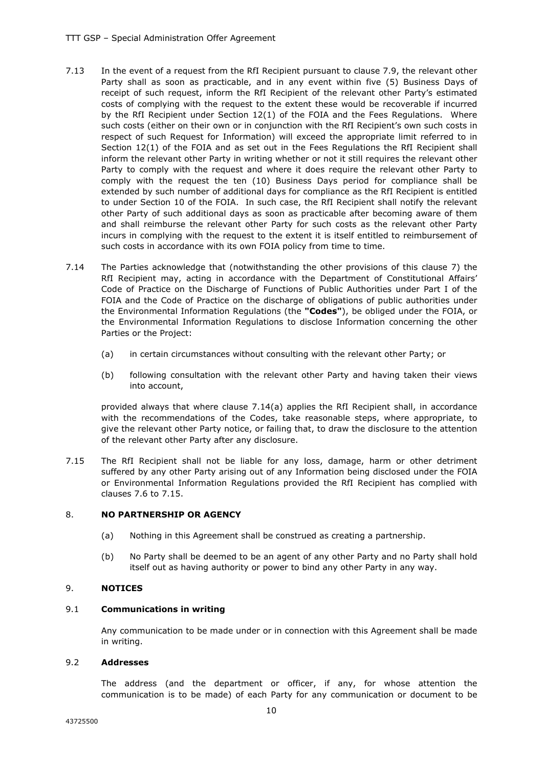7.13 In the event of a request from the RfI Recipient pursuant to clause 7.9, the relevant other Party shall as soon as practicable, and in any event within five (5) Business Days of receipt of such request, inform the RfI Recipient of the relevant other Party's estimated costs of complying with the request to the extent these would be recoverable if incurred by the RfI Recipient under Section 12(1) of the FOIA and the Fees Regulations. Where such costs (either on their own or in conjunction with the RfI Recipient's own such costs in respect of such Request for Information) will exceed the appropriate limit referred to in Section 12(1) of the FOIA and as set out in the Fees Regulations the RfI Recipient shall inform the relevant other Party in writing whether or not it still requires the relevant other Party to comply with the request and where it does require the relevant other Party to comply with the request the ten (10) Business Days period for compliance shall be extended by such number of additional days for compliance as the RfI Recipient is entitled to under Section 10 of the FOIA. In such case, the RfI Recipient shall notify the relevant other Party of such additional days as soon as practicable after becoming aware of them and shall reimburse the relevant other Party for such costs as the relevant other Party incurs in complying with the request to the extent it is itself entitled to reimbursement of such costs in accordance with its own FOIA policy from time to time.

7.14 The Parties acknowledge that (notwithstanding the other provisions of this clause 7) the RfI Recipient may, acting in accordance with the Department of Constitutional Affairs' Code of Practice on the Discharge of Functions of Public Authorities under Part I of the FOIA and the Code of Practice on the discharge of obligations of public authorities under the Environmental Information Regulations (the **"Codes"**), be obliged under the FOIA, or the Environmental Information Regulations to disclose Information concerning the other Parties or the Project:

(a) in certain circumstances without consulting with the relevant other Party; or

(b) following consultation with the relevant other Party and having taken their views into account,

provided always that where clause 7.14(a) applies the RfI Recipient shall, in accordance with the recommendations of the Codes, take reasonable steps, where appropriate, to give the relevant other Party notice, or failing that, to draw the disclosure to the attention of the relevant other Party after any disclosure.

7.15 The RfI Recipient shall not be liable for any loss, damage, harm or other detriment suffered by any other Party arising out of any Information being disclosed under the FOIA or Environmental Information Regulations provided the RfI Recipient has complied with clauses 7.6 to 7.15.

## 8. NO PARTNERSHIP OR AGENCY

(a) Nothing in this Agreement shall be construed as creating a partnership.

(b) No Party shall be deemed to be an agent of any other Party and no Party shall hold itself out as having authority or power to bind any other Party in any way.

## 9. NOTICES

### 9.1 Communications in writing

Any communication to be made under or in connection with this Agreement shall be made in writing.

### 9.2 Addresses

The address (and the department or officer, if any, for whose attention the communication is to be made) of each Party for any communication or document to be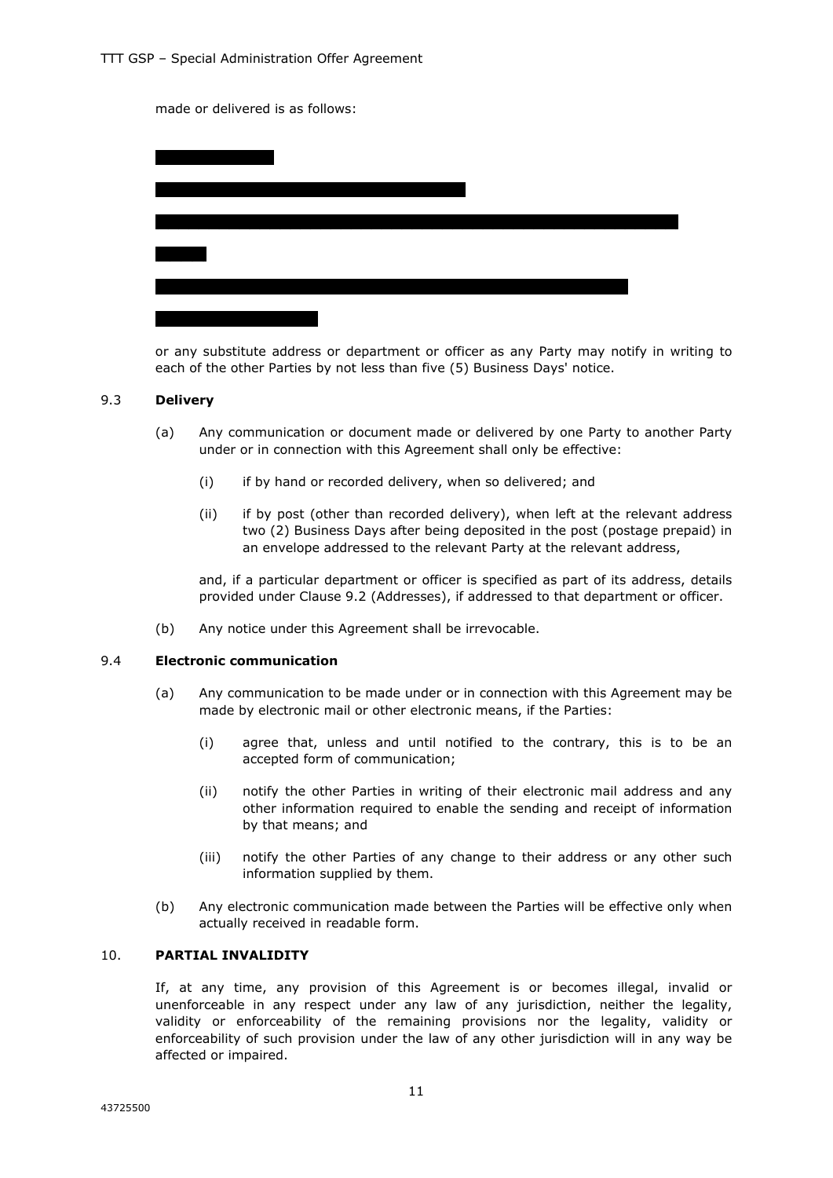made or delivered is as follows:

or any substitute address or department or officer as any Party may notify in writing to each of the other Parties by not less than five (5) Business Days' notice.

### 9.3 Delivery

(a) Any communication or document made or delivered by one Party to another Party under or in connection with this Agreement shall only be effective:

(i) if by hand or recorded delivery, when so delivered; and

(ii) if by post (other than recorded delivery), when left at the relevant address two (2) Business Days after being deposited in the post (postage prepaid) in an envelope addressed to the relevant Party at the relevant address,

and, if a particular department or officer is specified as part of its address, details provided under Clause 9.2 (Addresses), if addressed to that department or officer.

(b) Any notice under this Agreement shall be irrevocable.

### 9.4 Electronic communication

(a) Any communication to be made under or in connection with this Agreement may be made by electronic mail or other electronic means, if the Parties:

(i) agree that, unless and until notified to the contrary, this is to be an accepted form of communication;

(ii) notify the other Parties in writing of their electronic mail address and any other information required to enable the sending and receipt of information by that means; and

(iii) notify the other Parties of any change to their address or any other such information supplied by them.

(b) Any electronic communication made between the Parties will be effective only when actually received in readable form.

## 10. PARTIAL INVALIDITY

If, at any time, any provision of this Agreement is or becomes illegal, invalid or unenforceable in any respect under any law of any jurisdiction, neither the legality, validity or enforceability of the remaining provisions nor the legality, validity or enforceability of such provision under the law of any other jurisdiction will in any way be affected or impaired.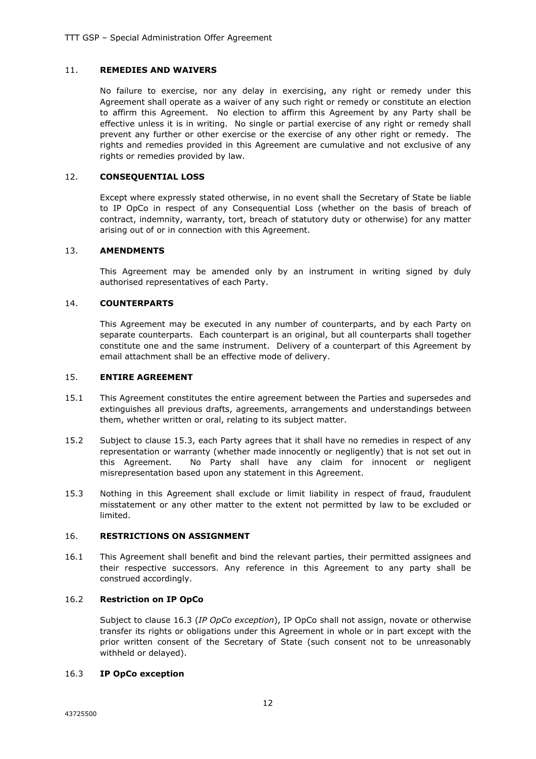## 11. REMEDIES AND WAIVERS

No failure to exercise, nor any delay in exercising, any right or remedy under this Agreement shall operate as a waiver of any such right or remedy or constitute an election to affirm this Agreement. No election to affirm this Agreement by any Party shall be effective unless it is in writing. No single or partial exercise of any right or remedy shall prevent any further or other exercise or the exercise of any other right or remedy. The rights and remedies provided in this Agreement are cumulative and not exclusive of any rights or remedies provided by law.

## 12. CONSEQUENTIAL LOSS

Except where expressly stated otherwise, in no event shall the Secretary of State be liable to IP OpCo in respect of any Consequential Loss (whether on the basis of breach of contract, indemnity, warranty, tort, breach of statutory duty or otherwise) for any matter arising out of or in connection with this Agreement.

## 13. AMENDMENTS

This Agreement may be amended only by an instrument in writing signed by duly authorised representatives of each Party.

## 14. COUNTERPARTS

This Agreement may be executed in any number of counterparts, and by each Party on separate counterparts. Each counterpart is an original, but all counterparts shall together constitute one and the same instrument. Delivery of a counterpart of this Agreement by email attachment shall be an effective mode of delivery.

## 15. ENTIRE AGREEMENT

15.1 This Agreement constitutes the entire agreement between the Parties and supersedes and extinguishes all previous drafts, agreements, arrangements and understandings between them, whether written or oral, relating to its subject matter.

15.2 Subject to clause 15.3, each Party agrees that it shall have no remedies in respect of any representation or warranty (whether made innocently or negligently) that is not set out in this Agreement. No Party shall have any claim for innocent or negligent misrepresentation based upon any statement in this Agreement.

15.3 Nothing in this Agreement shall exclude or limit liability in respect of fraud, fraudulent misstatement or any other matter to the extent not permitted by law to be excluded or limited.

## 16. RESTRICTIONS ON ASSIGNMENT

16.1 This Agreement shall benefit and bind the relevant parties, their permitted assignees and their respective successors. Any reference in this Agreement to any party shall be construed accordingly.

### 16.2 Restriction on IP OpCo

Subject to clause 16.3 (*IP OpCo exception*), IP OpCo shall not assign, novate or otherwise transfer its rights or obligations under this Agreement in whole or in part except with the prior written consent of the Secretary of State (such consent not to be unreasonably withheld or delayed).

### 16.3 IP OpCo exception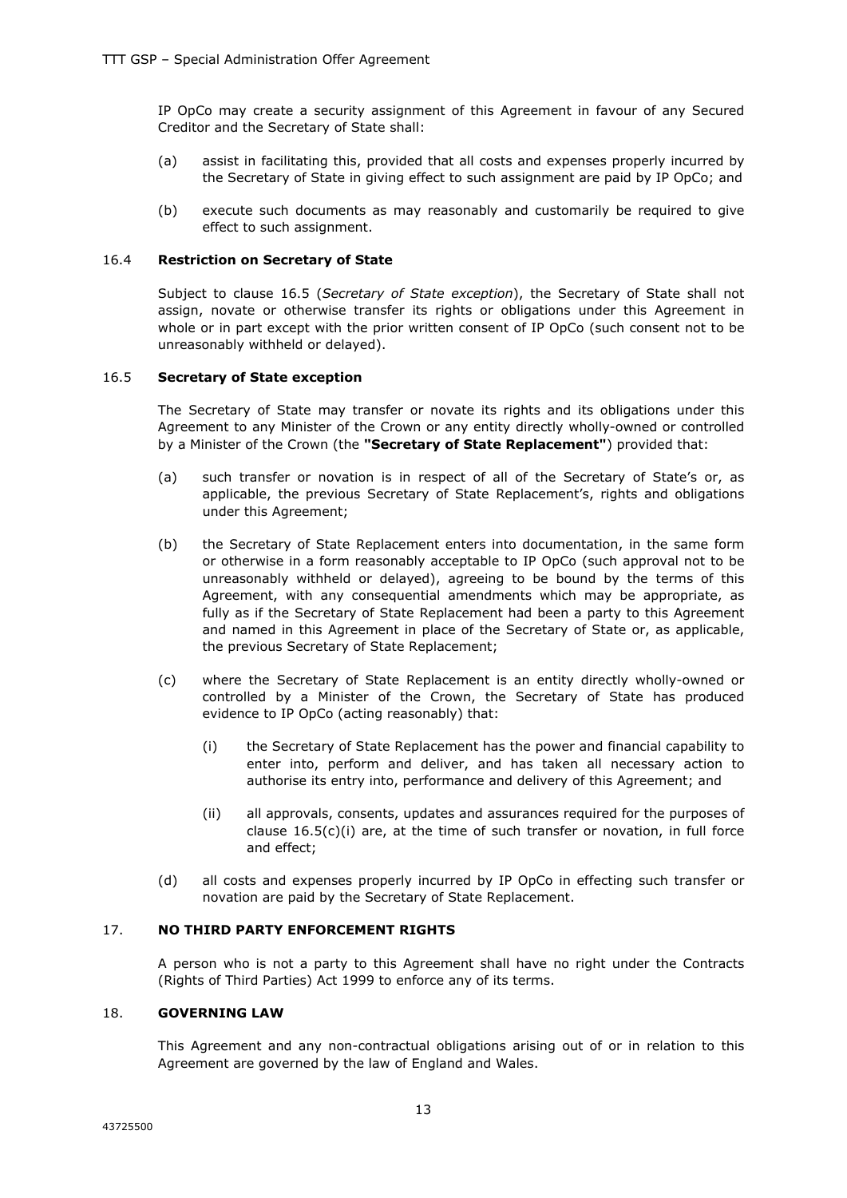IP OpCo may create a security assignment of this Agreement in favour of any Secured Creditor and the Secretary of State shall:

(a) assist in facilitating this, provided that all costs and expenses properly incurred by the Secretary of State in giving effect to such assignment are paid by IP OpCo; and

(b) execute such documents as may reasonably and customarily be required to give effect to such assignment.

### 16.4 Restriction on Secretary of State

Subject to clause 16.5 (*Secretary of State exception*), the Secretary of State shall not assign, novate or otherwise transfer its rights or obligations under this Agreement in whole or in part except with the prior written consent of IP OpCo (such consent not to be unreasonably withheld or delayed).

### 16.5 Secretary of State exception

The Secretary of State may transfer or novate its rights and its obligations under this Agreement to any Minister of the Crown or any entity directly wholly-owned or controlled by a Minister of the Crown (the **"Secretary of State Replacement"**) provided that:

(a) such transfer or novation is in respect of all of the Secretary of State's or, as applicable, the previous Secretary of State Replacement's, rights and obligations under this Agreement;

(b) the Secretary of State Replacement enters into documentation, in the same form or otherwise in a form reasonably acceptable to IP OpCo (such approval not to be unreasonably withheld or delayed), agreeing to be bound by the terms of this Agreement, with any consequential amendments which may be appropriate, as fully as if the Secretary of State Replacement had been a party to this Agreement and named in this Agreement in place of the Secretary of State or, as applicable, the previous Secretary of State Replacement;

(c) where the Secretary of State Replacement is an entity directly wholly-owned or controlled by a Minister of the Crown, the Secretary of State has produced evidence to IP OpCo (acting reasonably) that:

   (i) the Secretary of State Replacement has the power and financial capability to enter into, perform and deliver, and has taken all necessary action to authorise its entry into, performance and delivery of this Agreement; and

   (ii) all approvals, consents, updates and assurances required for the purposes of clause 16.5(c)(i) are, at the time of such transfer or novation, in full force and effect;

(d) all costs and expenses properly incurred by IP OpCo in effecting such transfer or novation are paid by the Secretary of State Replacement.

## 17. NO THIRD PARTY ENFORCEMENT RIGHTS

A person who is not a party to this Agreement shall have no right under the Contracts (Rights of Third Parties) Act 1999 to enforce any of its terms.

## 18. GOVERNING LAW

This Agreement and any non-contractual obligations arising out of or in relation to this Agreement are governed by the law of England and Wales.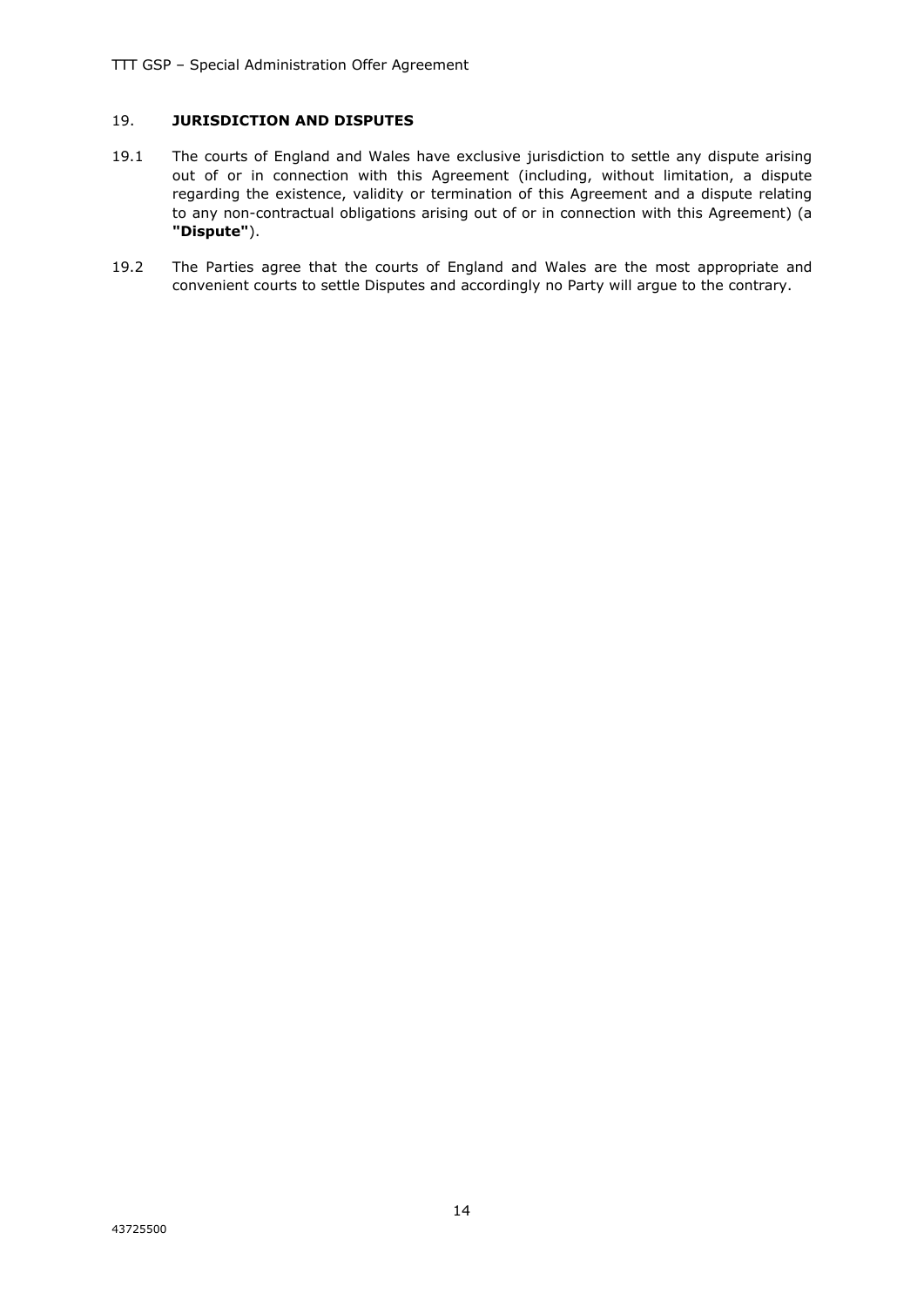## 19. JURISDICTION AND DISPUTES

19.1 The courts of England and Wales have exclusive jurisdiction to settle any dispute arising out of or in connection with this Agreement (including, without limitation, a dispute regarding the existence, validity or termination of this Agreement and a dispute relating to any non-contractual obligations arising out of or in connection with this Agreement) (a **"Dispute"**).

19.2 The Parties agree that the courts of England and Wales are the most appropriate and convenient courts to settle Disputes and accordingly no Party will argue to the contrary.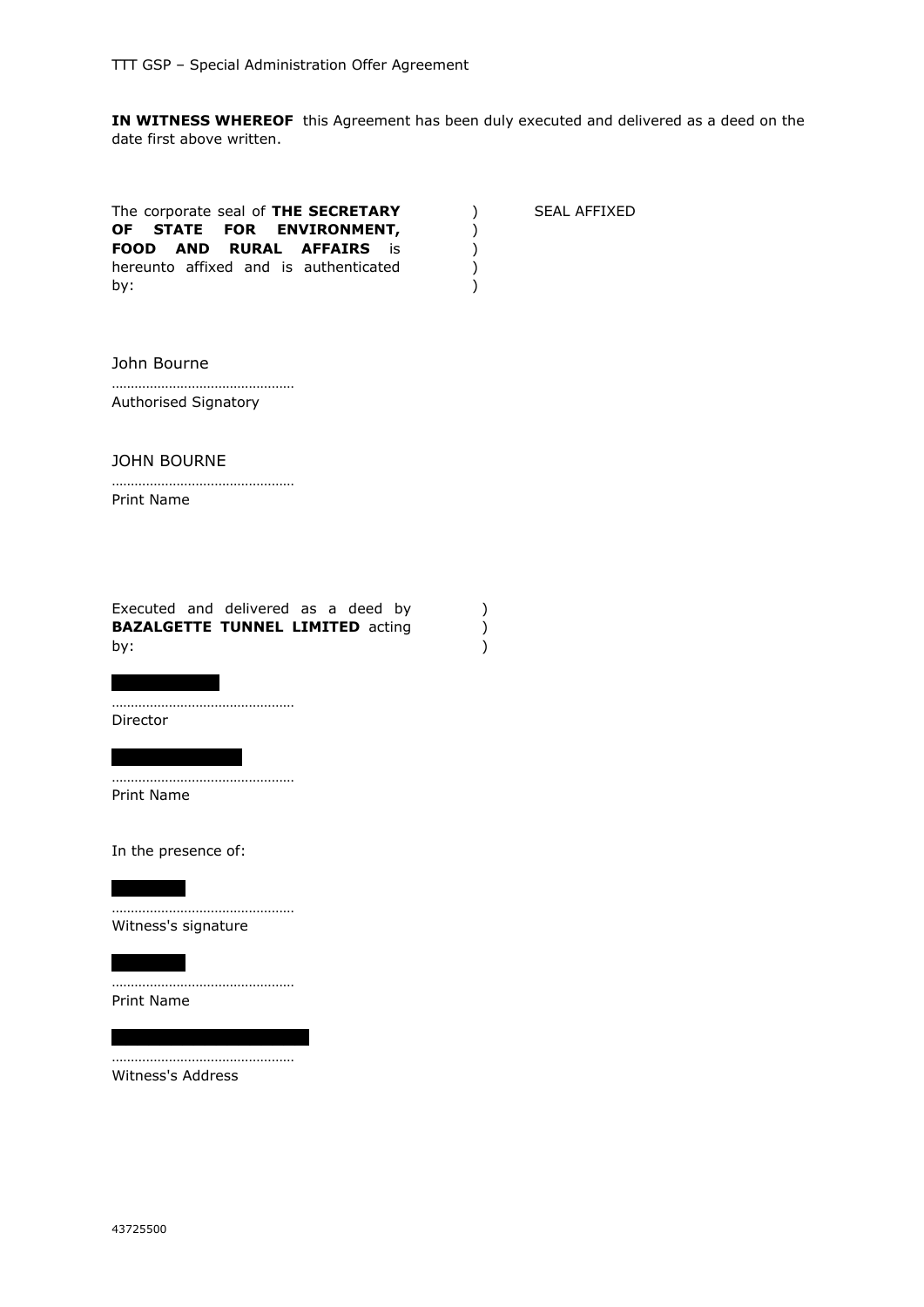**IN WITNESS WHEREOF** this Agreement has been duly executed and delivered as a deed on the date first above written.

The corporate seal of **THE SECRETARY OF STATE FOR ENVIRONMENT, FOOD AND RURAL AFFAIRS** is hereunto affixed and is authenticated by: ) SEAL AFFIXED

John Bourne

…………………………………………
Authorised Signatory

JOHN BOURNE

…………………………………………
Print Name

Executed and delivered as a deed by **BAZALGETTE TUNNEL LIMITED** acting by: )

…………………………………………
Director

…………………………………………
Print Name

In the presence of:

…………………………………………
Witness's signature

…………………………………………
Print Name

…………………………………………
Witness's Address